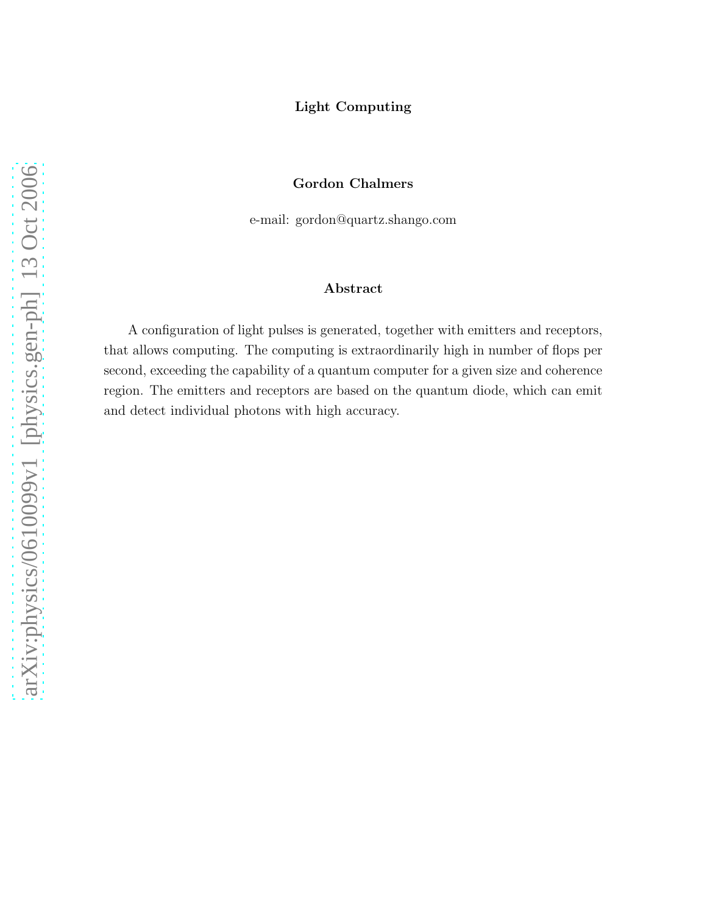# Light Computing

**Gordon Chalmers**

e-mail: gordon@quartz.shango.com

## Abstract

A configuration of light pulses is generated, together with emitters and receptors, that allows computing. The computing is extraordinarily high in number of flops per second, exceeding the capability of a quantum computer for a given size and coherence region. The emitters and receptors are based on the quantum diode, which can emit and detect individual photons with high accuracy.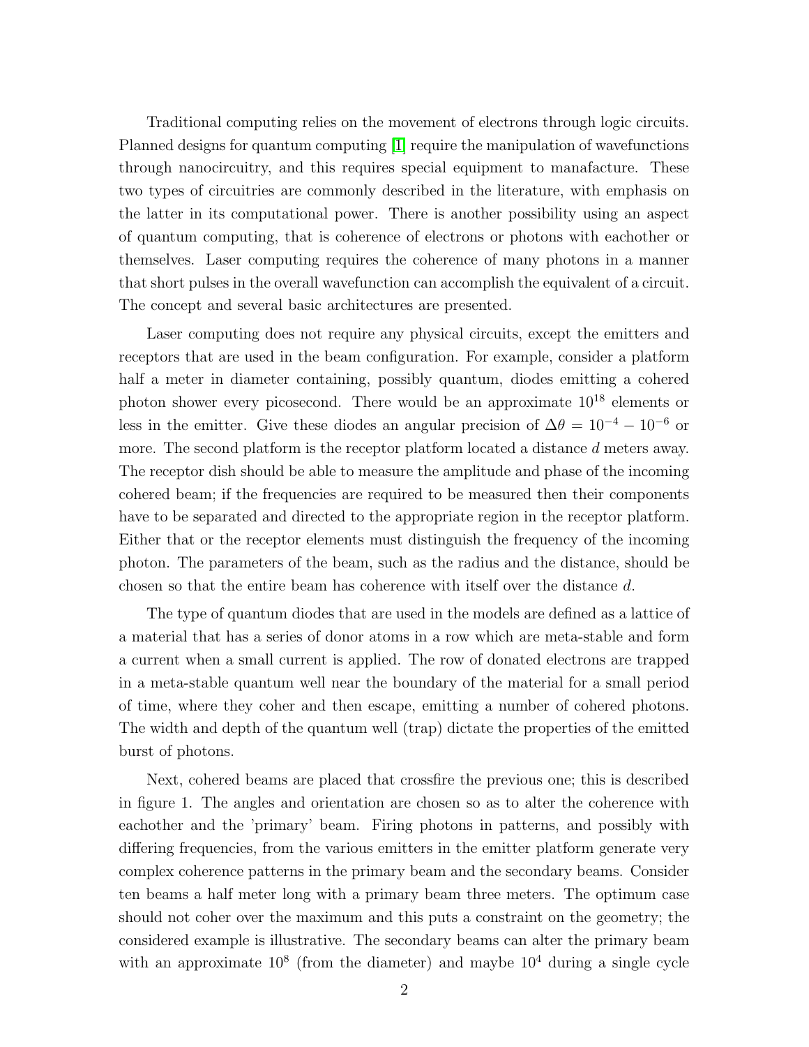Traditional computing relies on the movement of electrons through logic circuits. Planned designs for quantum computing [1] require the manipulation of wavefunctions through nanocircuitry, and this requires special equipment to manafacture. These two types of circuitries are commonly described in the literature, with emphasis on the latter in its computational power. There is another possibility using an aspect of quantum computing, that is coherence of electrons or photons with eachother or themselves. Laser computing requires the coherence of many photons in a manner that short pulses in the overall wavefunction can accomplish the equivalent of a circuit. The concept and several basic architectures are presented.

Laser computing does not require any physical circuits, except the emitters and receptors that are used in the beam configuration. For example, consider a platform half a meter in diameter containing, possibly quantum, diodes emitting a cohered photon shower every picosecond. There would be an approximate $10^{18}$ elements or less in the emitter. Give these diodes an angular precision of $\Delta\theta = 10^{-4} - 10^{-6}$ or more. The second platform is the receptor platform located a distance $d$ meters away. The receptor dish should be able to measure the amplitude and phase of the incoming cohered beam; if the frequencies are required to be measured then their components have to be separated and directed to the appropriate region in the receptor platform. Either that or the receptor elements must distinguish the frequency of the incoming photon. The parameters of the beam, such as the radius and the distance, should be chosen so that the entire beam has coherence with itself over the distance $d$.

The type of quantum diodes that are used in the models are defined as a lattice of a material that has a series of donor atoms in a row which are meta-stable and form a current when a small current is applied. The row of donated electrons are trapped in a meta-stable quantum well near the boundary of the material for a small period of time, where they coher and then escape, emitting a number of cohered photons. The width and depth of the quantum well (trap) dictate the properties of the emitted burst of photons.

Next, cohered beams are placed that crossfire the previous one; this is described in figure 1. The angles and orientation are chosen so as to alter the coherence with eachother and the 'primary' beam. Firing photons in patterns, and possibly with differing frequencies, from the various emitters in the emitter platform generate very complex coherence patterns in the primary beam and the secondary beams. Consider ten beams a half meter long with a primary beam three meters. The optimum case should not coher over the maximum and this puts a constraint on the geometry; the considered example is illustrative. The secondary beams can alter the primary beam with an approximate $10^8$ (from the diameter) and maybe $10^4$ during a single cycle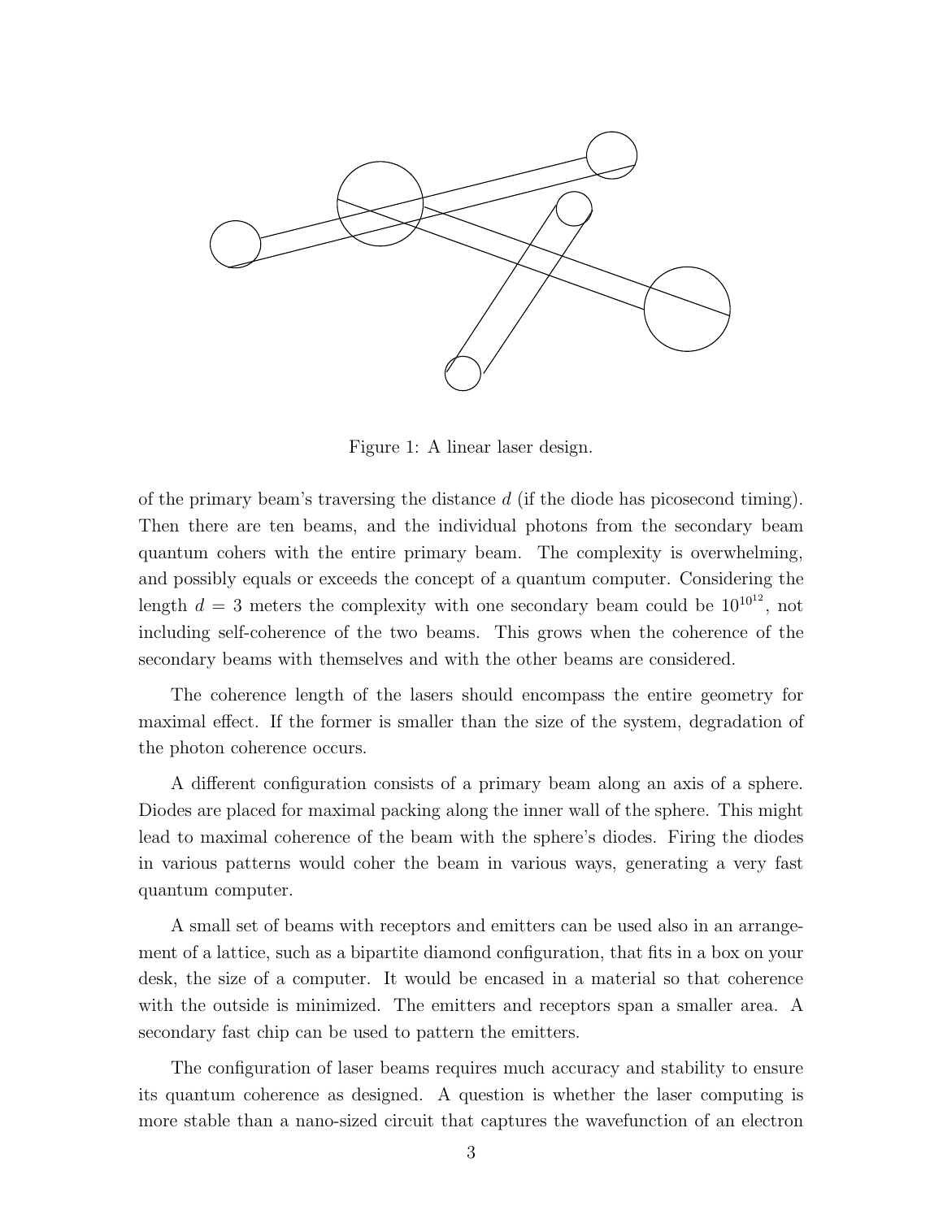Figure 1: A linear laser design.

of the primary beam's traversing the distance $d$ (if the diode has picosecond timing). Then there are ten beams, and the individual photons from the secondary beam quantum cohers with the entire primary beam. The complexity is overwhelming, and possibly equals or exceeds the concept of a quantum computer. Considering the length $d = 3$ meters the complexity with one secondary beam could be $10^{10^{12}}$, not including self-coherence of the two beams. This grows when the coherence of the secondary beams with themselves and with the other beams are considered.

The coherence length of the lasers should encompass the entire geometry for maximal effect. If the former is smaller than the size of the system, degradation of the photon coherence occurs.

A different configuration consists of a primary beam along an axis of a sphere. Diodes are placed for maximal packing along the inner wall of the sphere. This might lead to maximal coherence of the beam with the sphere's diodes. Firing the diodes in various patterns would coher the beam in various ways, generating a very fast quantum computer.

A small set of beams with receptors and emitters can be used also in an arrangement of a lattice, such as a bipartite diamond configuration, that fits in a box on your desk, the size of a computer. It would be encased in a material so that coherence with the outside is minimized. The emitters and receptors span a smaller area. A secondary fast chip can be used to pattern the emitters.

The configuration of laser beams requires much accuracy and stability to ensure its quantum coherence as designed. A question is whether the laser computing is more stable than a nano-sized circuit that captures the wavefunction of an electron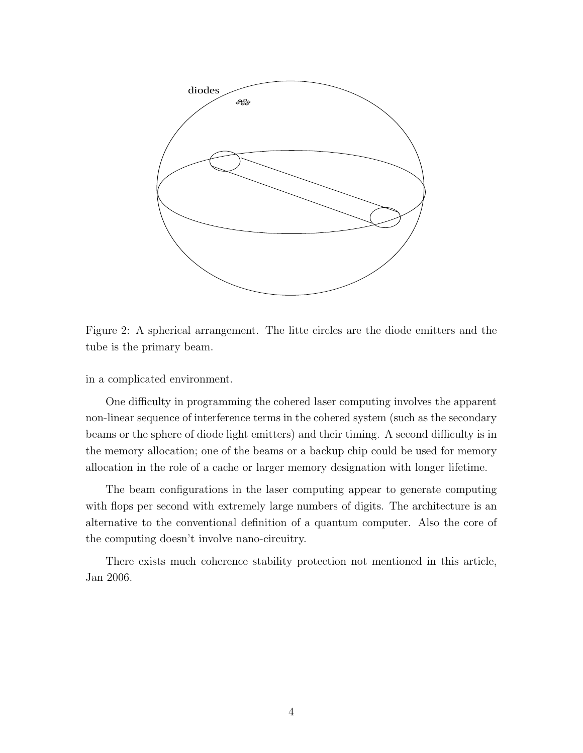Figure 2: A spherical arrangement. The litte circles are the diode emitters and the tube is the primary beam.

in a complicated environment.

One difficulty in programming the cohered laser computing involves the apparent non-linear sequence of interference terms in the cohered system (such as the secondary beams or the sphere of diode light emitters) and their timing. A second difficulty is in the memory allocation; one of the beams or a backup chip could be used for memory allocation in the role of a cache or larger memory designation with longer lifetime.

The beam configurations in the laser computing appear to generate computing with flops per second with extremely large numbers of digits. The architecture is an alternative to the conventional definition of a quantum computer. Also the core of the computing doesn't involve nano-circuitry.

There exists much coherence stability protection not mentioned in this article, Jan 2006.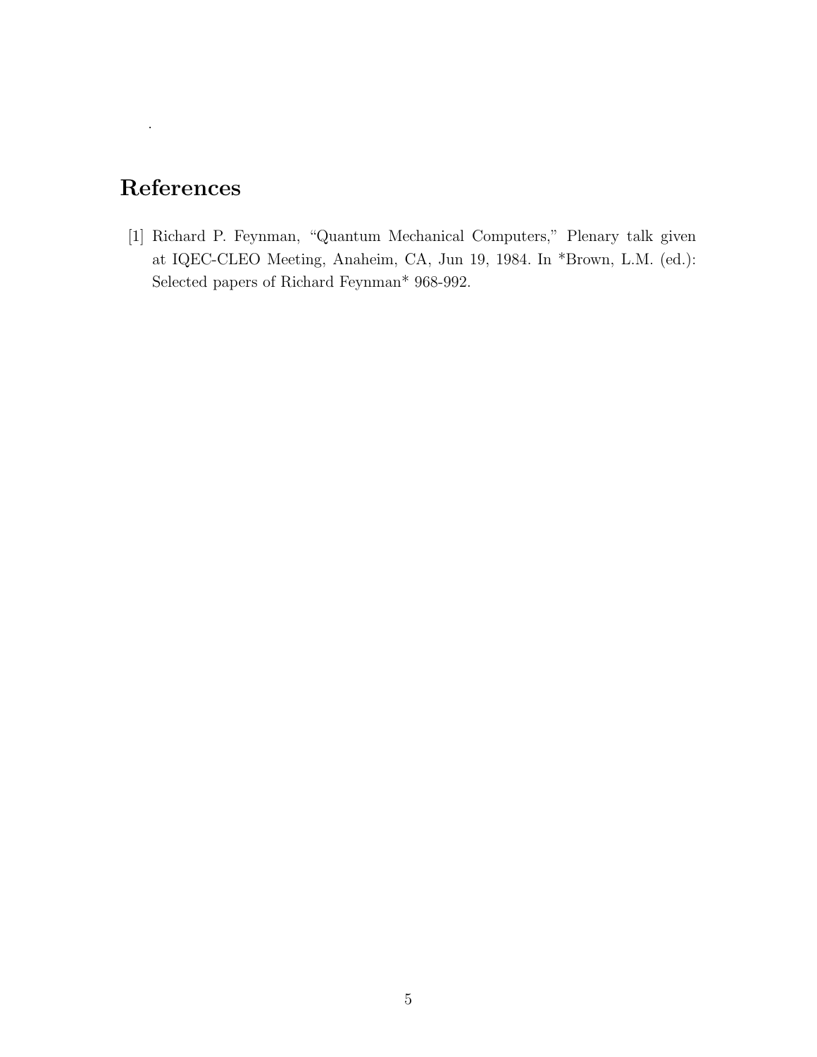.

# References

[1] Richard P. Feynman, "Quantum Mechanical Computers," Plenary talk given at IQEC-CLEO Meeting, Anaheim, CA, Jun 19, 1984. In *Brown, L.M. (ed.): Selected papers of Richard Feynman* 968-992.